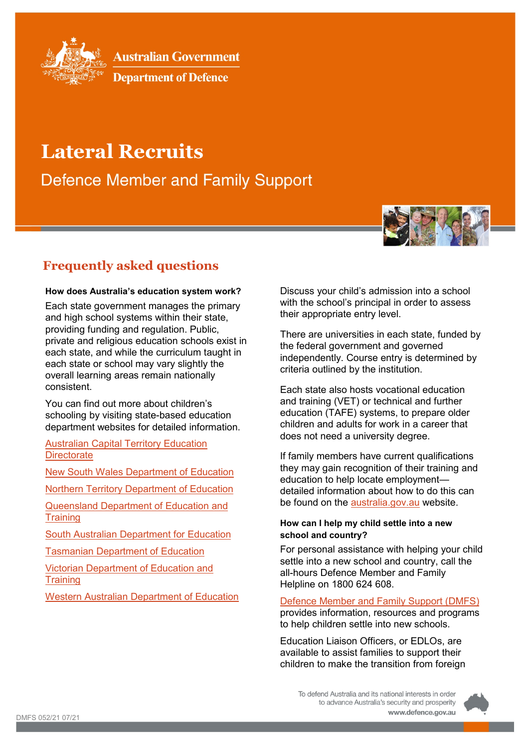Australian Government

Department of Defence

# Lateral Recruits

Defence Member and Family Support

## Frequently asked questions

**How does Australia's education system work?**

Each state government manages the primary and high school systems within their state, providing funding and regulation. Public, private and religious education schools exist in each state, and while the curriculum taught in each state or school may vary slightly the overall learning areas remain nationally consistent.

You can find out more about children's schooling by visiting state-based education department websites for detailed information.

Australian Capital Territory Education Directorate

New South Wales Department of Education

Northern Territory Department of Education

Queensland Department of Education and Training

South Australian Department for Education

Tasmanian Department of Education

Victorian Department of Education and Training

Western Australian Department of Education

Discuss your child's admission into a school with the school's principal in order to assess their appropriate entry level.

There are universities in each state, funded by the federal government and governed independently. Course entry is determined by criteria outlined by the institution.

Each state also hosts vocational education and training (VET) or technical and further education (TAFE) systems, to prepare older children and adults for work in a career that does not need a university degree.

If family members have current qualifications they may gain recognition of their training and education to help locate employment—detailed information about how to do this can be found on the australia.gov.au website.

**How can I help my child settle into a new school and country?**

For personal assistance with helping your child settle into a new school and country, call the all-hours Defence Member and Family Helpline on 1800 624 608.

Defence Member and Family Support (DMFS) provides information, resources and programs to help children settle into new schools.

Education Liaison Officers, or EDLOs, are available to assist families to support their children to make the transition from foreign

DMFS 052/21 07/21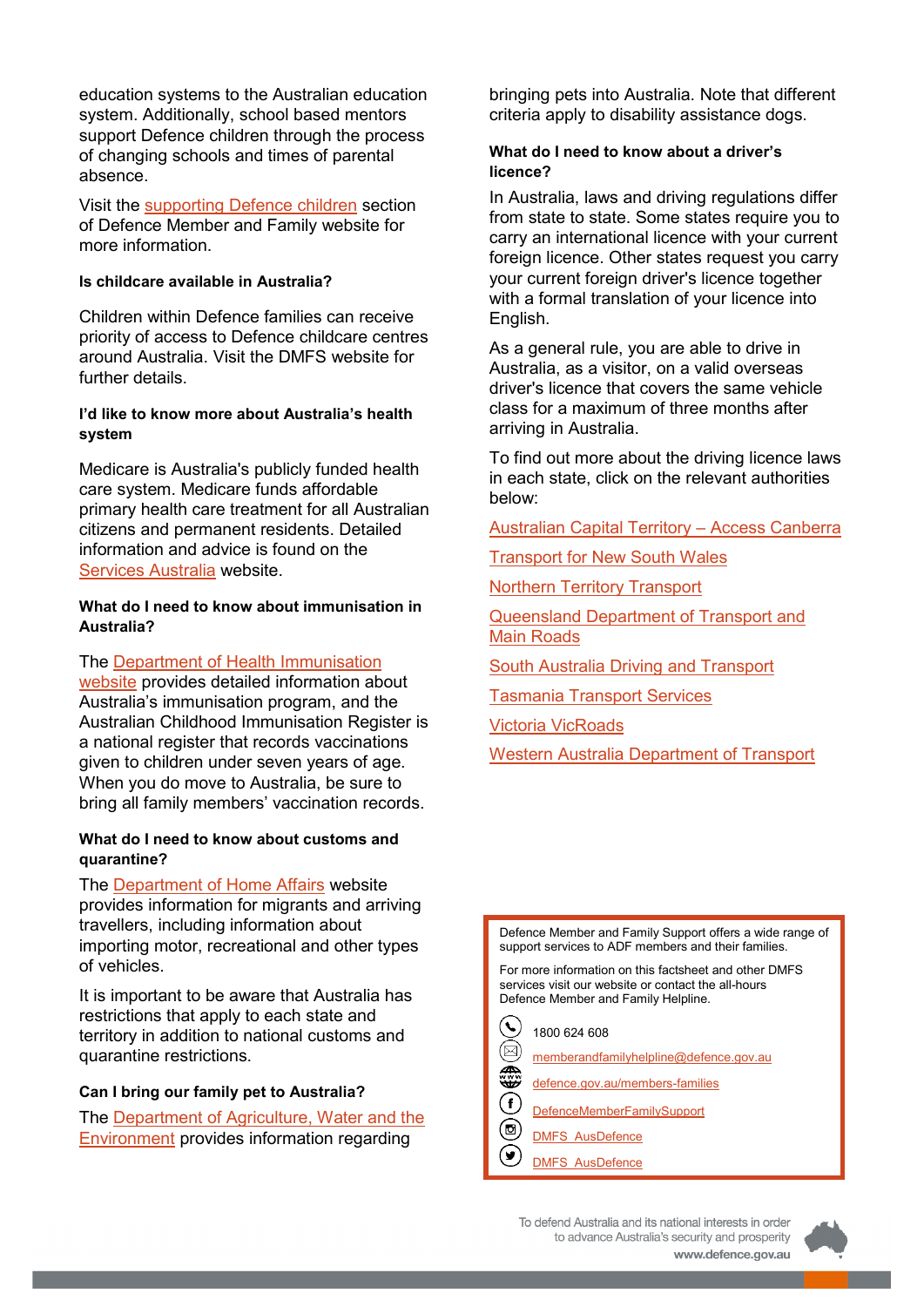education systems to the Australian education system. Additionally, school based mentors support Defence children through the process of changing schools and times of parental absence.

Visit the supporting Defence children section of Defence Member and Family website for more information.

#### Is childcare available in Australia?

Children within Defence families can receive priority of access to Defence childcare centres around Australia. Visit the DMFS website for further details.

#### I'd like to know more about Australia's health system

Medicare is Australia's publicly funded health care system. Medicare funds affordable primary health care treatment for all Australian citizens and permanent residents. Detailed information and advice is found on the Services Australia website.

#### What do I need to know about immunisation in Australia?

The Department of Health Immunisation website provides detailed information about Australia's immunisation program, and the Australian Childhood Immunisation Register is a national register that records vaccinations given to children under seven years of age. When you do move to Australia, be sure to bring all family members' vaccination records.

#### What do I need to know about customs and quarantine?

The Department of Home Affairs website provides information for migrants and arriving travellers, including information about importing motor, recreational and other types of vehicles.

It is important to be aware that Australia has restrictions that apply to each state and territory in addition to national customs and quarantine restrictions.

#### Can I bring our family pet to Australia?

The Department of Agriculture, Water and the Environment provides information regarding bringing pets into Australia. Note that different criteria apply to disability assistance dogs.

#### What do I need to know about a driver's licence?

In Australia, laws and driving regulations differ from state to state. Some states require you to carry an international licence with your current foreign licence. Other states request you carry your current foreign driver's licence together with a formal translation of your licence into English.

As a general rule, you are able to drive in Australia, as a visitor, on a valid overseas driver's licence that covers the same vehicle class for a maximum of three months after arriving in Australia.

To find out more about the driving licence laws in each state, click on the relevant authorities below:

Australian Capital Territory – Access Canberra

Transport for New South Wales

Northern Territory Transport

Queensland Department of Transport and Main Roads

South Australia Driving and Transport

Tasmania Transport Services

Victoria VicRoads

Western Australia Department of Transport

---

Defence Member and Family Support offers a wide range of support services to ADF members and their families.

For more information on this factsheet and other DMFS services visit our website or contact the all-hours Defence Member and Family Helpline.

- 1800 624 608
- memberandfamilyhelpline@defence.gov.au
- defence.gov.au/members-families
- DefenceMemberFamilySupport
- DMFS_AusDefence
- DMFS_AusDefence

To defend Australia and its national interests in order to advance Australia's security and prosperity
www.defence.gov.au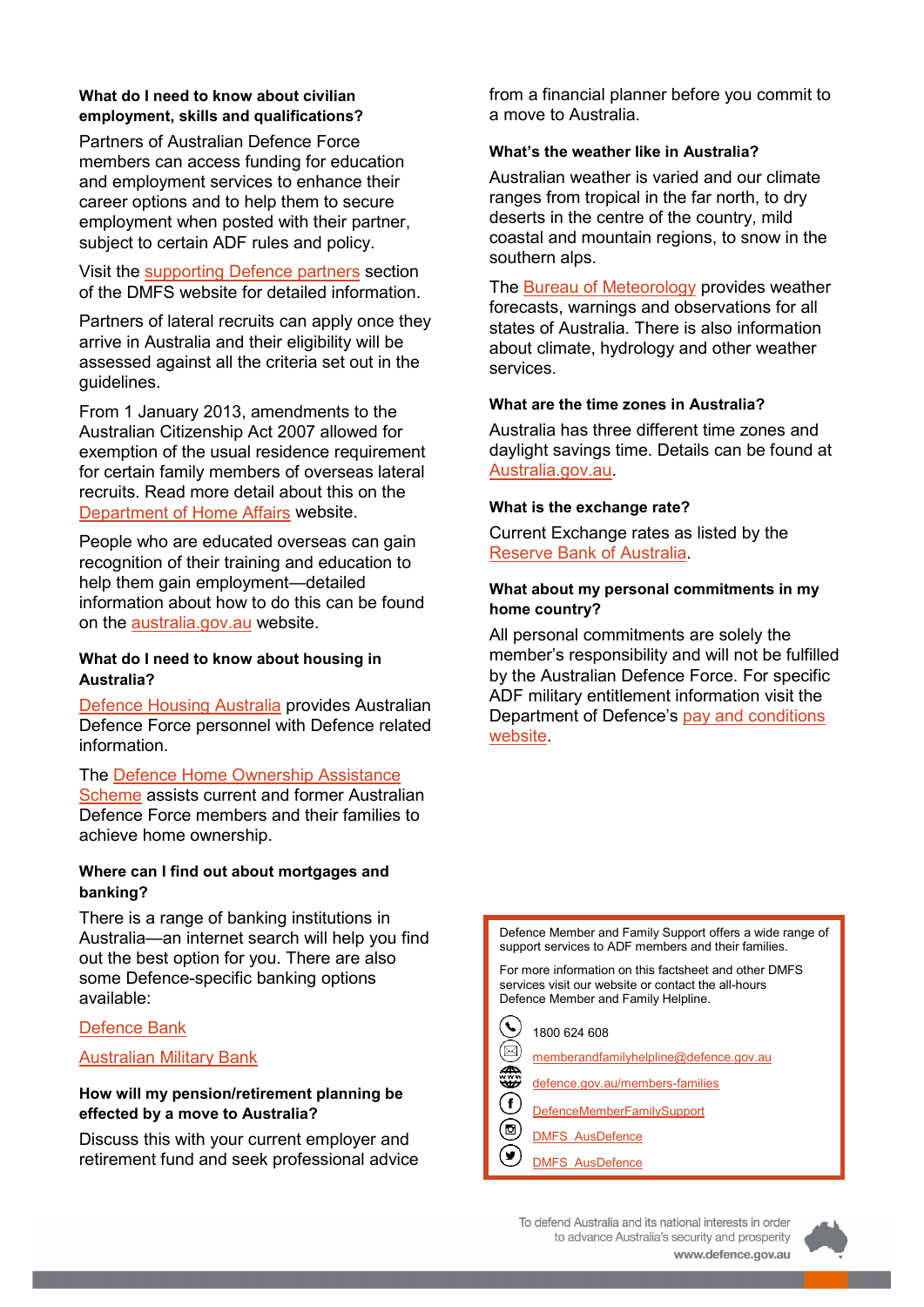### What do I need to know about civilian employment, skills and qualifications?

Partners of Australian Defence Force members can access funding for education and employment services to enhance their career options and to help them to secure employment when posted with their partner, subject to certain ADF rules and policy.

Visit the supporting Defence partners section of the DMFS website for detailed information.

Partners of lateral recruits can apply once they arrive in Australia and their eligibility will be assessed against all the criteria set out in the guidelines.

From 1 January 2013, amendments to the Australian Citizenship Act 2007 allowed for exemption of the usual residence requirement for certain family members of overseas lateral recruits. Read more detail about this on the Department of Home Affairs website.

People who are educated overseas can gain recognition of their training and education to help them gain employment—detailed information about how to do this can be found on the australia.gov.au website.

### What do I need to know about housing in Australia?

Defence Housing Australia provides Australian Defence Force personnel with Defence related information.

The Defence Home Ownership Assistance Scheme assists current and former Australian Defence Force members and their families to achieve home ownership.

### Where can I find out about mortgages and banking?

There is a range of banking institutions in Australia—an internet search will help you find out the best option for you. There are also some Defence-specific banking options available:

Defence Bank

Australian Military Bank

### How will my pension/retirement planning be effected by a move to Australia?

Discuss this with your current employer and retirement fund and seek professional advice from a financial planner before you commit to a move to Australia.

### What's the weather like in Australia?

Australian weather is varied and our climate ranges from tropical in the far north, to dry deserts in the centre of the country, mild coastal and mountain regions, to snow in the southern alps.

The Bureau of Meteorology provides weather forecasts, warnings and observations for all states of Australia. There is also information about climate, hydrology and other weather services.

### What are the time zones in Australia?

Australia has three different time zones and daylight savings time. Details can be found at Australia.gov.au.

### What is the exchange rate?

Current Exchange rates as listed by the Reserve Bank of Australia.

### What about my personal commitments in my home country?

All personal commitments are solely the member's responsibility and will not be fulfilled by the Australian Defence Force. For specific ADF military entitlement information visit the Department of Defence's pay and conditions website.

---

Defence Member and Family Support offers a wide range of support services to ADF members and their families.

For more information on this factsheet and other DMFS services visit our website or contact the all-hours Defence Member and Family Helpline.

- 1800 624 608
- memberandfamilyhelpline@defence.gov.au
- defence.gov.au/members-families
- DefenceMemberFamilySupport
- DMFS_AusDefence
- DMFS_AusDefence

To defend Australia and its national interests in order to advance Australia's security and prosperity
www.defence.gov.au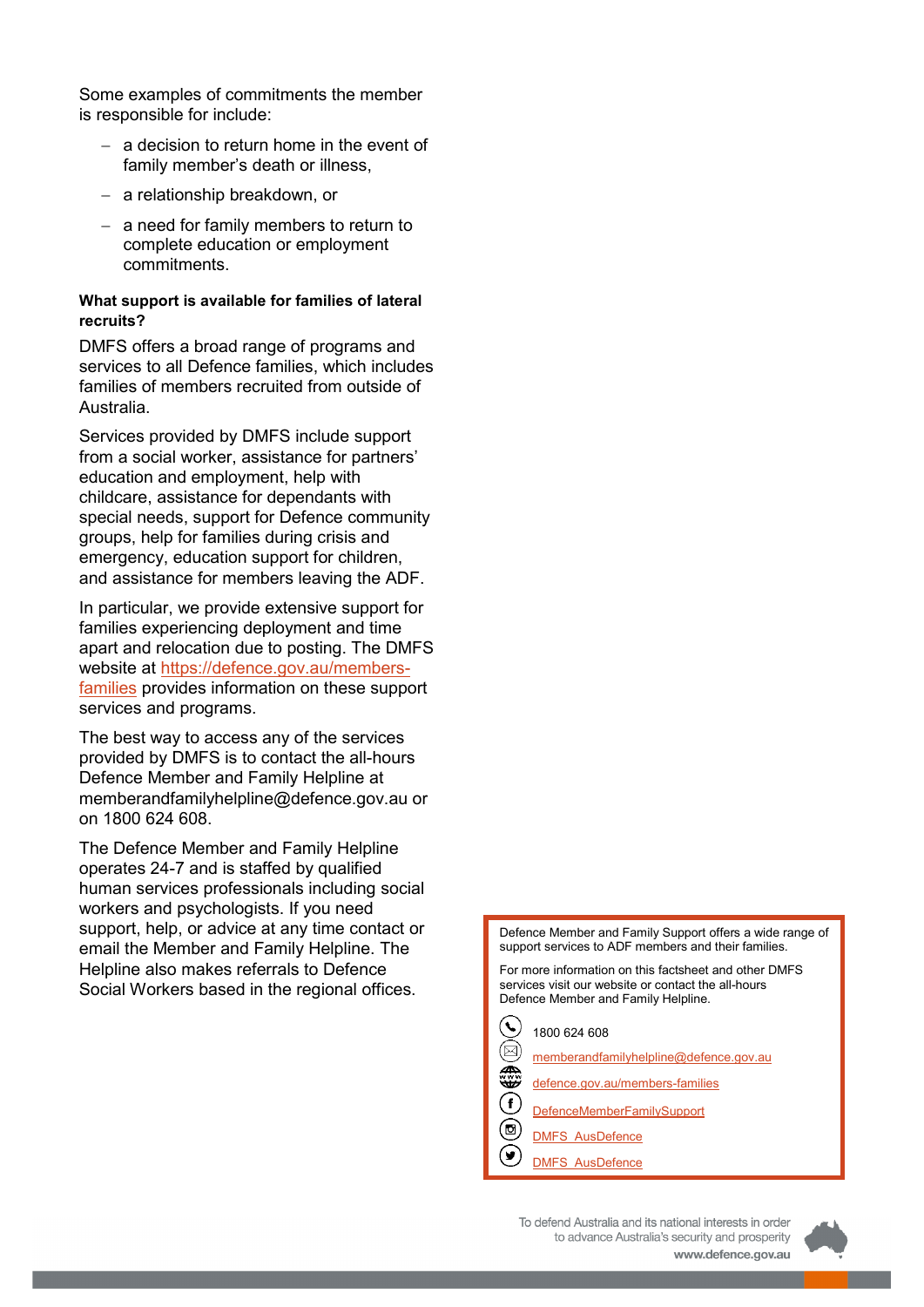Some examples of commitments the member is responsible for include:

- a decision to return home in the event of family member's death or illness,
- a relationship breakdown, or
- a need for family members to return to complete education or employment commitments.

**What support is available for families of lateral recruits?**

DMFS offers a broad range of programs and services to all Defence families, which includes families of members recruited from outside of Australia.

Services provided by DMFS include support from a social worker, assistance for partners' education and employment, help with childcare, assistance for dependants with special needs, support for Defence community groups, help for families during crisis and emergency, education support for children, and assistance for members leaving the ADF.

In particular, we provide extensive support for families experiencing deployment and time apart and relocation due to posting. The DMFS website at [https://defence.gov.au/members-families](https://defence.gov.au/members-families) provides information on these support services and programs.

The best way to access any of the services provided by DMFS is to contact the all-hours Defence Member and Family Helpline at memberandfamilyhelpline@defence.gov.au or on 1800 624 608.

The Defence Member and Family Helpline operates 24-7 and is staffed by qualified human services professionals including social workers and psychologists. If you need support, help, or advice at any time contact or email the Member and Family Helpline. The Helpline also makes referrals to Defence Social Workers based in the regional offices.

Defence Member and Family Support offers a wide range of support services to ADF members and their families.

For more information on this factsheet and other DMFS services visit our website or contact the all-hours Defence Member and Family Helpline.

1800 624 608

memberandfamilyhelpline@defence.gov.au

defence.gov.au/members-families

DefenceMemberFamilySupport

DMFS_AusDefence

DMFS_AusDefence

To defend Australia and its national interests in order to advance Australia's security and prosperity

www.defence.gov.au